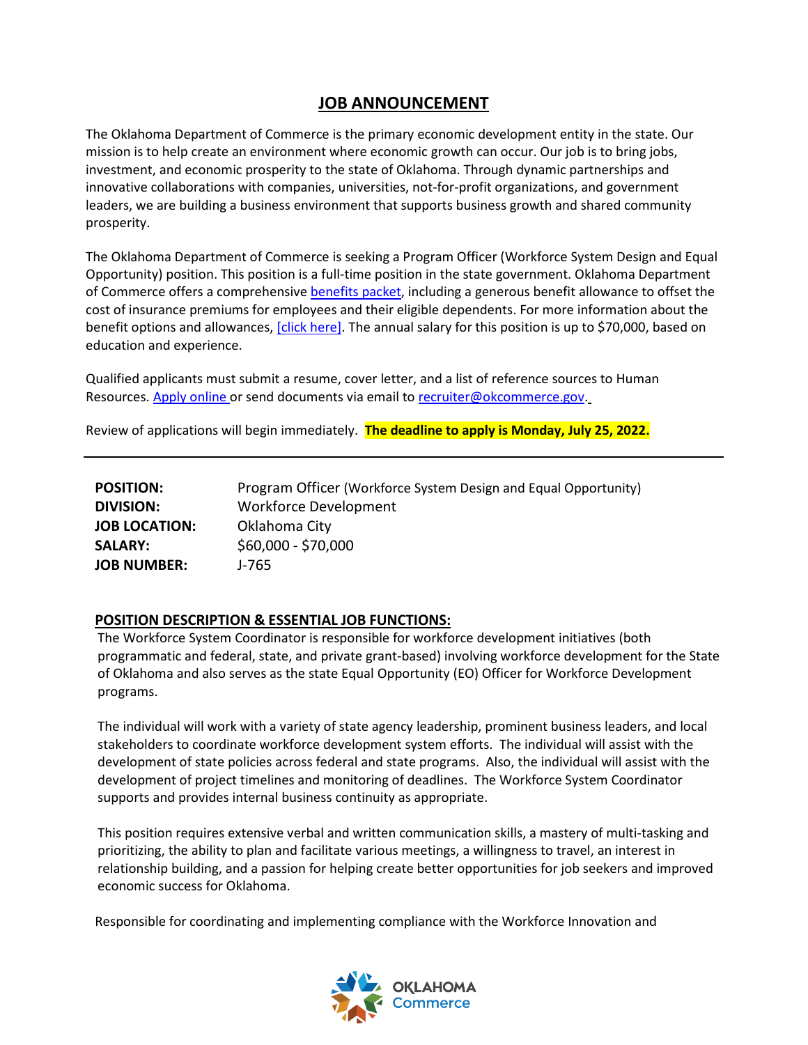# JOB ANNOUNCEMENT

The Oklahoma Department of Commerce is the primary economic development entity in the state. Our mission is to help create an environment where economic growth can occur. Our job is to bring jobs, investment, and economic prosperity to the state of Oklahoma. Through dynamic partnerships and innovative collaborations with companies, universities, not-for-profit organizations, and government leaders, we are building a business environment that supports business growth and shared community prosperity.

The Oklahoma Department of Commerce is seeking a Program Officer (Workforce System Design and Equal Opportunity) position. This position is a full-time position in the state government. Oklahoma Department of Commerce offers a comprehensive benefits packet, including a generous benefit allowance to offset the cost of insurance premiums for employees and their eligible dependents. For more information about the benefit options and allowances, [click here]. The annual salary for this position is up to $70,000, based on education and experience.

Qualified applicants must submit a resume, cover letter, and a list of reference sources to Human Resources. Apply online or send documents via email to recruiter@okcommerce.gov.

Review of applications will begin immediately. **The deadline to apply is Monday, July 25, 2022.**

---

| | |
|---|---|
| **POSITION:** | Program Officer (Workforce System Design and Equal Opportunity) |
| **DIVISION:** | Workforce Development |
| **JOB LOCATION:** | Oklahoma City |
| **SALARY:** | $60,000 - $70,000 |
| **JOB NUMBER:** | J-765 |

## POSITION DESCRIPTION & ESSENTIAL JOB FUNCTIONS:

The Workforce System Coordinator is responsible for workforce development initiatives (both programmatic and federal, state, and private grant-based) involving workforce development for the State of Oklahoma and also serves as the state Equal Opportunity (EO) Officer for Workforce Development programs.

The individual will work with a variety of state agency leadership, prominent business leaders, and local stakeholders to coordinate workforce development system efforts. The individual will assist with the development of state policies across federal and state programs. Also, the individual will assist with the development of project timelines and monitoring of deadlines. The Workforce System Coordinator supports and provides internal business continuity as appropriate.

This position requires extensive verbal and written communication skills, a mastery of multi-tasking and prioritizing, the ability to plan and facilitate various meetings, a willingness to travel, an interest in relationship building, and a passion for helping create better opportunities for job seekers and improved economic success for Oklahoma.

Responsible for coordinating and implementing compliance with the Workforce Innovation and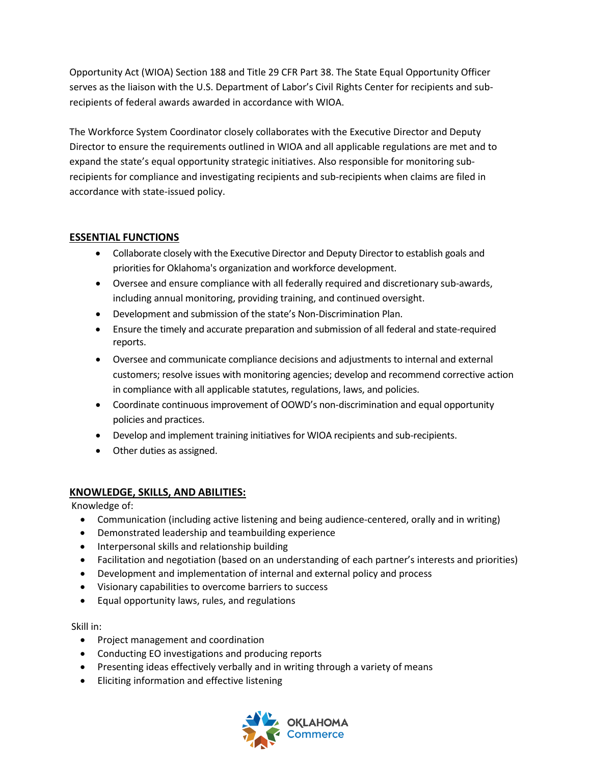Opportunity Act (WIOA) Section 188 and Title 29 CFR Part 38. The State Equal Opportunity Officer serves as the liaison with the U.S. Department of Labor's Civil Rights Center for recipients and sub-recipients of federal awards awarded in accordance with WIOA.

The Workforce System Coordinator closely collaborates with the Executive Director and Deputy Director to ensure the requirements outlined in WIOA and all applicable regulations are met and to expand the state's equal opportunity strategic initiatives. Also responsible for monitoring sub-recipients for compliance and investigating recipients and sub-recipients when claims are filed in accordance with state-issued policy.

## ESSENTIAL FUNCTIONS

- Collaborate closely with the Executive Director and Deputy Director to establish goals and priorities for Oklahoma's organization and workforce development.
- Oversee and ensure compliance with all federally required and discretionary sub-awards, including annual monitoring, providing training, and continued oversight.
- Development and submission of the state's Non-Discrimination Plan.
- Ensure the timely and accurate preparation and submission of all federal and state-required reports.
- Oversee and communicate compliance decisions and adjustments to internal and external customers; resolve issues with monitoring agencies; develop and recommend corrective action in compliance with all applicable statutes, regulations, laws, and policies.
- Coordinate continuous improvement of OOWD's non-discrimination and equal opportunity policies and practices.
- Develop and implement training initiatives for WIOA recipients and sub-recipients.
- Other duties as assigned.

## KNOWLEDGE, SKILLS, AND ABILITIES:

Knowledge of:

- Communication (including active listening and being audience-centered, orally and in writing)
- Demonstrated leadership and teambuilding experience
- Interpersonal skills and relationship building
- Facilitation and negotiation (based on an understanding of each partner's interests and priorities)
- Development and implementation of internal and external policy and process
- Visionary capabilities to overcome barriers to success
- Equal opportunity laws, rules, and regulations

Skill in:

- Project management and coordination
- Conducting EO investigations and producing reports
- Presenting ideas effectively verbally and in writing through a variety of means
- Eliciting information and effective listening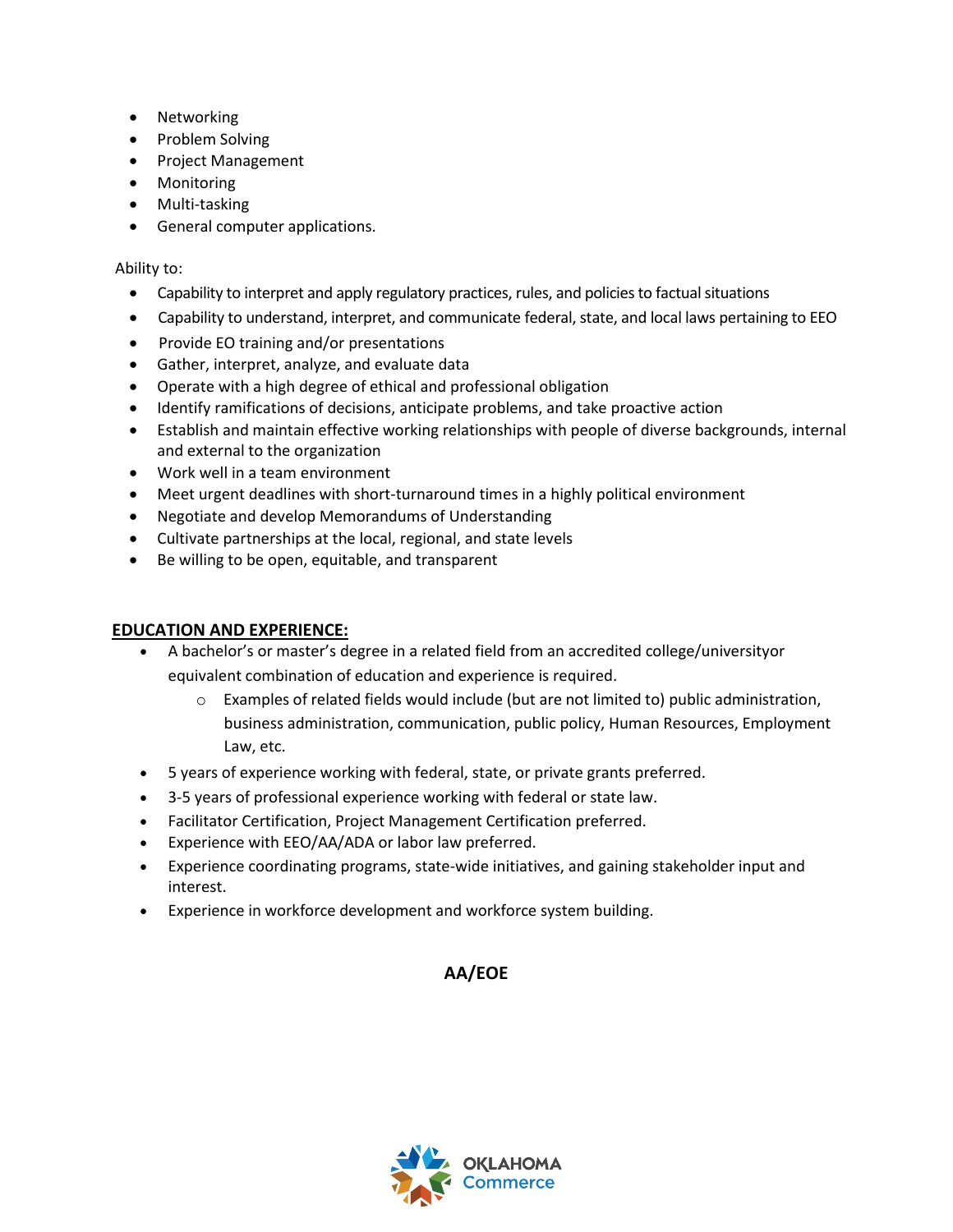- Networking
- Problem Solving
- Project Management
- Monitoring
- Multi-tasking
- General computer applications.

Ability to:

- Capability to interpret and apply regulatory practices, rules, and policies to factual situations
- Capability to understand, interpret, and communicate federal, state, and local laws pertaining to EEO
- Provide EO training and/or presentations
- Gather, interpret, analyze, and evaluate data
- Operate with a high degree of ethical and professional obligation
- Identify ramifications of decisions, anticipate problems, and take proactive action
- Establish and maintain effective working relationships with people of diverse backgrounds, internal and external to the organization
- Work well in a team environment
- Meet urgent deadlines with short-turnaround times in a highly political environment
- Negotiate and develop Memorandums of Understanding
- Cultivate partnerships at the local, regional, and state levels
- Be willing to be open, equitable, and transparent

**EDUCATION AND EXPERIENCE:**

- A bachelor's or master's degree in a related field from an accredited college/universityor equivalent combination of education and experience is required.
    - Examples of related fields would include (but are not limited to) public administration, business administration, communication, public policy, Human Resources, Employment Law, etc.
- 5 years of experience working with federal, state, or private grants preferred.
- 3-5 years of professional experience working with federal or state law.
- Facilitator Certification, Project Management Certification preferred.
- Experience with EEO/AA/ADA or labor law preferred.
- Experience coordinating programs, state-wide initiatives, and gaining stakeholder input and interest.
- Experience in workforce development and workforce system building.

**AA/EOE**

OKLAHOMA Commerce